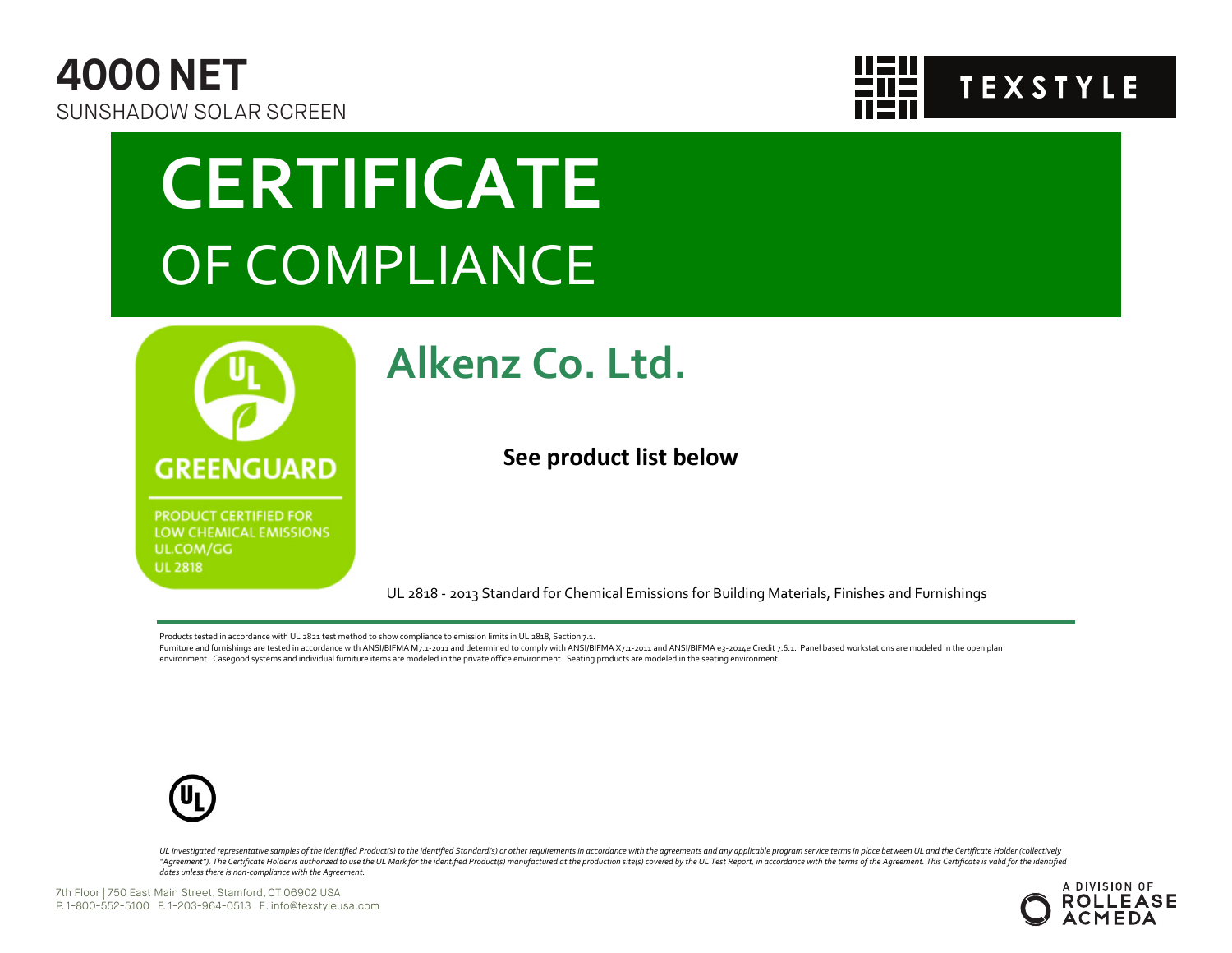# 4000 NET

SUNSHADOW SOLAR SCREEN

TEXSTYLE

# CERTIFICATE

## OF COMPLIANCE

GREENGUARD

PRODUCT CERTIFIED FOR LOW CHEMICAL EMISSIONS
UL.COM/GG
UL 2818

## Alkenz Co. Ltd.

**See product list below**

UL 2818 - 2013 Standard for Chemical Emissions for Building Materials, Finishes and Furnishings

Products tested in accordance with UL 2821 test method to show compliance to emission limits in UL 2818, Section 7.1.
Furniture and furnishings are tested in accordance with ANSI/BIFMA M7.1-2011 and determined to comply with ANSI/BIFMA X7.1-2011 and ANSI/BIFMA e3-2014e Credit 7.6.1. Panel based workstations are modeled in the open plan environment. Casegood systems and individual furniture items are modeled in the private office environment. Seating products are modeled in the seating environment.

*UL investigated representative samples of the identified Product(s) to the identified Standard(s) or other requirements in accordance with the agreements and any applicable program service terms in place between UL and the Certificate Holder (collectively "Agreement"). The Certificate Holder is authorized to use the UL Mark for the identified Product(s) manufactured at the production site(s) covered by the UL Test Report, in accordance with the terms of the Agreement. This Certificate is valid for the identified dates unless there is non-compliance with the Agreement.*

7th Floor | 750 East Main Street, Stamford, CT 06902 USA
P. 1-800-552-5100 F. 1-203-964-0513 E. info@texstyleusa.com

A DIVISION OF ROLLEASE ACMEDA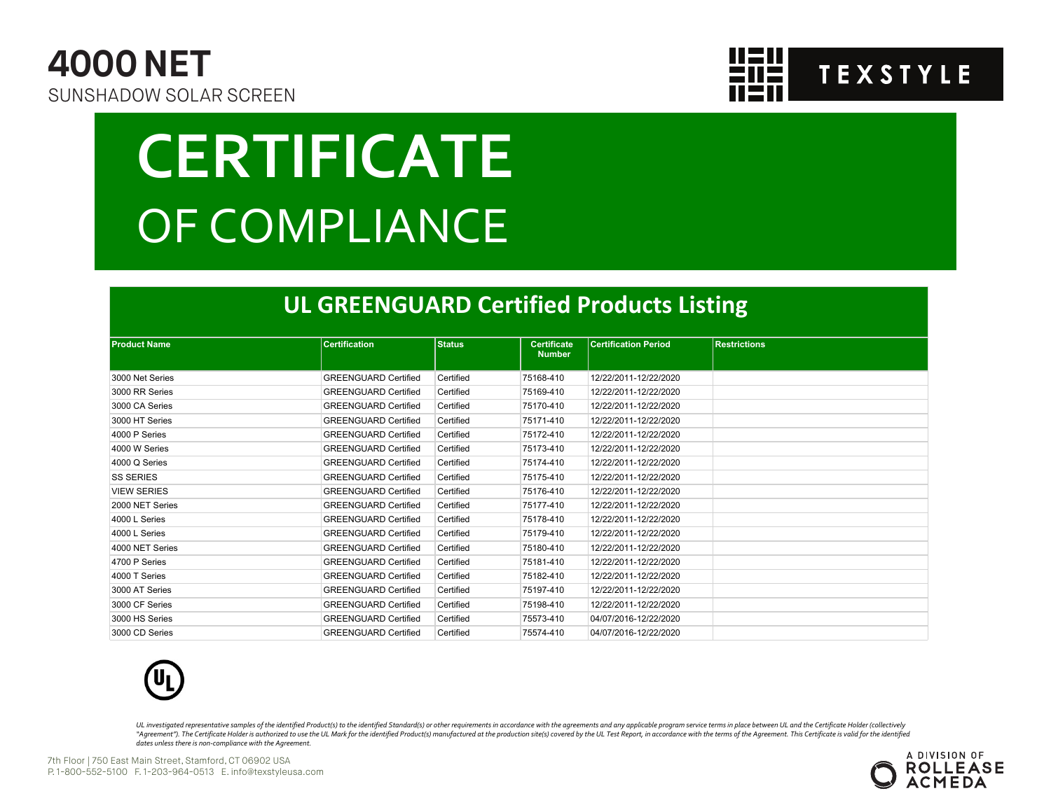# 4000 NET

SUNSHADOW SOLAR SCREEN

TEXSTYLE

# CERTIFICATE

# OF COMPLIANCE

## UL GREENGUARD Certified Products Listing

| Product Name | Certification | Status | Certificate Number | Certification Period | Restrictions |
|---|---|---|---|---|---|
| 3000 Net Series | GREENGUARD Certified | Certified | 75168-410 | 12/22/2011-12/22/2020 | |
| 3000 RR Series | GREENGUARD Certified | Certified | 75169-410 | 12/22/2011-12/22/2020 | |
| 3000 CA Series | GREENGUARD Certified | Certified | 75170-410 | 12/22/2011-12/22/2020 | |
| 3000 HT Series | GREENGUARD Certified | Certified | 75171-410 | 12/22/2011-12/22/2020 | |
| 4000 P Series | GREENGUARD Certified | Certified | 75172-410 | 12/22/2011-12/22/2020 | |
| 4000 W Series | GREENGUARD Certified | Certified | 75173-410 | 12/22/2011-12/22/2020 | |
| 4000 Q Series | GREENGUARD Certified | Certified | 75174-410 | 12/22/2011-12/22/2020 | |
| SS SERIES | GREENGUARD Certified | Certified | 75175-410 | 12/22/2011-12/22/2020 | |
| VIEW SERIES | GREENGUARD Certified | Certified | 75176-410 | 12/22/2011-12/22/2020 | |
| 2000 NET Series | GREENGUARD Certified | Certified | 75177-410 | 12/22/2011-12/22/2020 | |
| 4000 L Series | GREENGUARD Certified | Certified | 75178-410 | 12/22/2011-12/22/2020 | |
| 4000 L Series | GREENGUARD Certified | Certified | 75179-410 | 12/22/2011-12/22/2020 | |
| 4000 NET Series | GREENGUARD Certified | Certified | 75180-410 | 12/22/2011-12/22/2020 | |
| 4700 P Series | GREENGUARD Certified | Certified | 75181-410 | 12/22/2011-12/22/2020 | |
| 4000 T Series | GREENGUARD Certified | Certified | 75182-410 | 12/22/2011-12/22/2020 | |
| 3000 AT Series | GREENGUARD Certified | Certified | 75197-410 | 12/22/2011-12/22/2020 | |
| 3000 CF Series | GREENGUARD Certified | Certified | 75198-410 | 12/22/2011-12/22/2020 | |
| 3000 HS Series | GREENGUARD Certified | Certified | 75573-410 | 04/07/2016-12/22/2020 | |
| 3000 CD Series | GREENGUARD Certified | Certified | 75574-410 | 04/07/2016-12/22/2020 | |

*UL investigated representative samples of the identified Product(s) to the identified Standard(s) or other requirements in accordance with the agreements and any applicable program service terms in place between UL and the Certificate Holder (collectively "Agreement"). The Certificate Holder is authorized to use the UL Mark for the identified Product(s) manufactured at the production site(s) covered by the UL Test Report, in accordance with the terms of the Agreement. This Certificate is valid for the identified dates unless there is non-compliance with the Agreement.*

7th Floor | 750 East Main Street, Stamford, CT 06902 USA
P. 1-800-552-5100 F. 1-203-964-0513 E. info@texstyleusa.com

A DIVISION OF ROLLEASE ACMEDA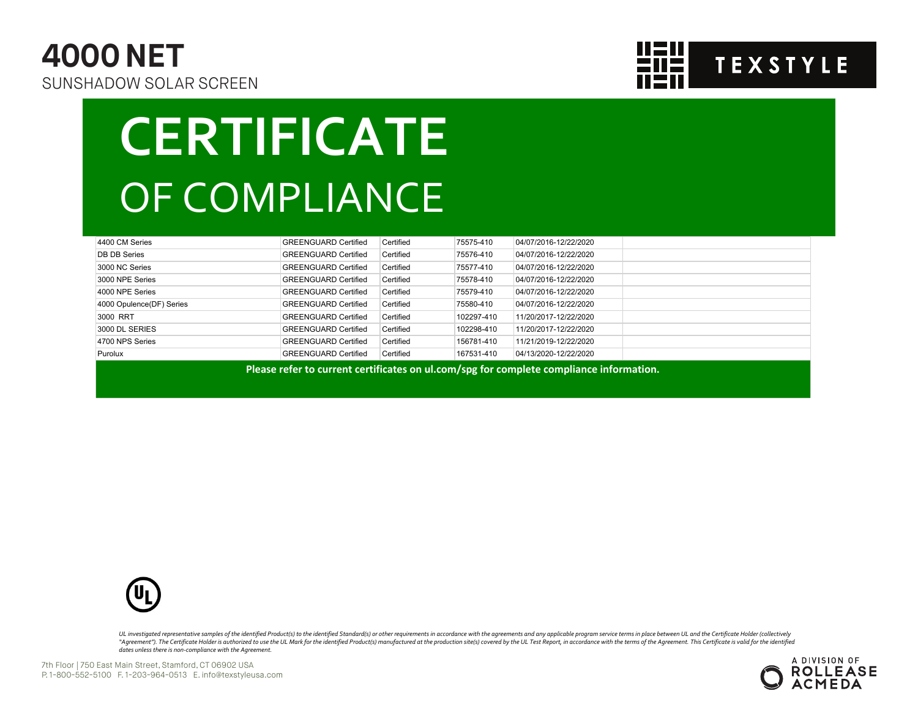# 4000 NET

SUNSHADOW SOLAR SCREEN

TEXSTYLE

# CERTIFICATE

## OF COMPLIANCE

| | | | | | |
|---|---|---|---|---|---|
| 4400 CM Series | GREENGUARD Certified | Certified | 75575-410 | 04/07/2016-12/22/2020 | |
| DB DB Series | GREENGUARD Certified | Certified | 75576-410 | 04/07/2016-12/22/2020 | |
| 3000 NC Series | GREENGUARD Certified | Certified | 75577-410 | 04/07/2016-12/22/2020 | |
| 3000 NPE Series | GREENGUARD Certified | Certified | 75578-410 | 04/07/2016-12/22/2020 | |
| 4000 NPE Series | GREENGUARD Certified | Certified | 75579-410 | 04/07/2016-12/22/2020 | |
| 4000 Opulence(DF) Series | GREENGUARD Certified | Certified | 75580-410 | 04/07/2016-12/22/2020 | |
| 3000 RRT | GREENGUARD Certified | Certified | 102297-410 | 11/20/2017-12/22/2020 | |
| 3000 DL SERIES | GREENGUARD Certified | Certified | 102298-410 | 11/20/2017-12/22/2020 | |
| 4700 NPS Series | GREENGUARD Certified | Certified | 156781-410 | 11/21/2019-12/22/2020 | |
| Purolux | GREENGUARD Certified | Certified | 167531-410 | 04/13/2020-12/22/2020 | |

**Please refer to current certificates on ul.com/spg for complete compliance information.**

*UL investigated representative samples of the identified Product(s) to the identified Standard(s) or other requirements in accordance with the agreements and any applicable program service terms in place between UL and the Certificate Holder (collectively "Agreement"). The Certificate Holder is authorized to use the UL Mark for the identified Product(s) manufactured at the production site(s) covered by the UL Test Report, in accordance with the terms of the Agreement. This Certificate is valid for the identified dates unless there is non-compliance with the Agreement.*

7th Floor | 750 East Main Street, Stamford, CT 06902 USA
P. 1-800-552-5100 F. 1-203-964-0513 E. info@texstyleusa.com

A DIVISION OF ROLLEASE ACMEDA